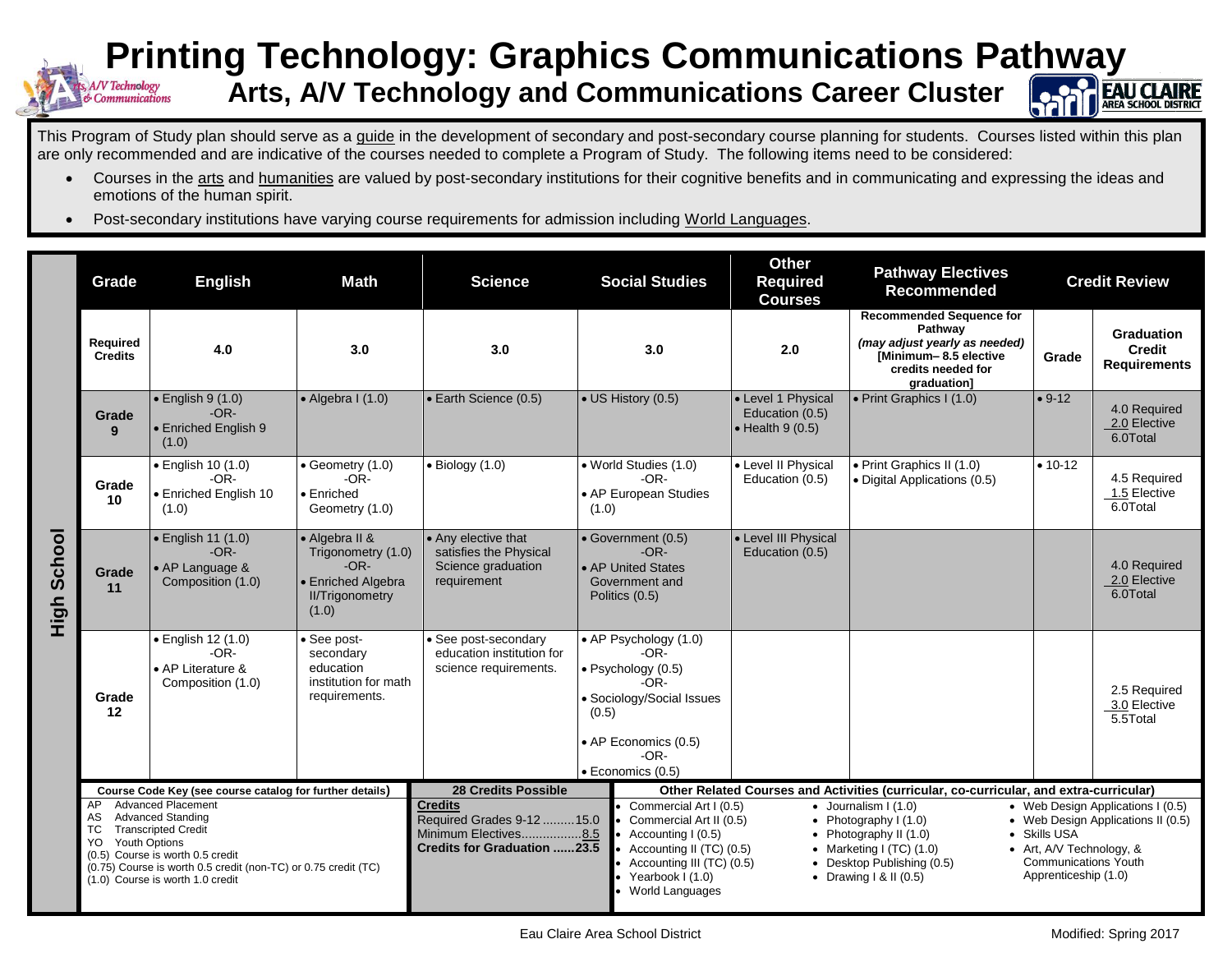# Printing Technology: Graphics Communications Pathway

## Arts, A/V Technology and Communications Career Cluster

This Program of Study plan should serve as a guide in the development of secondary and post-secondary course planning for students. Courses listed within this plan are only recommended and are indicative of the courses needed to complete a Program of Study. The following items need to be considered:

- Courses in the arts and humanities are valued by post-secondary institutions for their cognitive benefits and in communicating and expressing the ideas and emotions of the human spirit.
- Post-secondary institutions have varying course requirements for admission including World Languages.

**High School**

| Grade | English | Math | Science | Social Studies | Other Required Courses | Pathway Electives Recommended | Credit Review | |
|---|---|---|---|---|---|---|---|---|
| **Required Credits** | 4.0 | 3.0 | 3.0 | 3.0 | 2.0 | **Recommended Sequence for Pathway** *(may adjust yearly as needed)* [Minimum– 8.5 elective credits needed for graduation] | **Grade** | **Graduation Credit Requirements** |
| **Grade 9** | • English 9 (1.0) -OR- • Enriched English 9 (1.0) | • Algebra I (1.0) | • Earth Science (0.5) | • US History (0.5) | • Level 1 Physical Education (0.5) • Health 9 (0.5) | • Print Graphics I (1.0) | • 9-12 | 4.0 Required 2.0 Elective 6.0Total |
| **Grade 10** | • English 10 (1.0) -OR- • Enriched English 10 (1.0) | • Geometry (1.0) -OR- • Enriched Geometry (1.0) | • Biology (1.0) | • World Studies (1.0) -OR- • AP European Studies (1.0) | • Level II Physical Education (0.5) | • Print Graphics II (1.0) • Digital Applications (0.5) | • 10-12 | 4.5 Required 1.5 Elective 6.0Total |
| **Grade 11** | • English 11 (1.0) -OR- • AP Language & Composition (1.0) | • Algebra II & Trigonometry (1.0) -OR- • Enriched Algebra II/Trigonometry (1.0) | • Any elective that satisfies the Physical Science graduation requirement | • Government (0.5) -OR- • AP United States Government and Politics (0.5) | • Level III Physical Education (0.5) | | | 4.0 Required 2.0 Elective 6.0Total |
| **Grade 12** | • English 12 (1.0) -OR- • AP Literature & Composition (1.0) | • See post-secondary education institution for math requirements. | • See post-secondary education institution for science requirements. | • AP Psychology (1.0) -OR- • Psychology (0.5) -OR- • Sociology/Social Issues (0.5) • AP Economics (0.5) -OR- • Economics (0.5) | | | | 2.5 Required 3.0 Elective 5.5Total |

**Course Code Key (see course catalog for further details)**

- AP Advanced Placement
- AS Advanced Standing
- TC Transcripted Credit
- YO Youth Options
- (0.5) Course is worth 0.5 credit
- (0.75) Course is worth 0.5 credit (non-TC) or 0.75 credit (TC)
- (1.0) Course is worth 1.0 credit

**28 Credits Possible**

**Credits**
Required Grades 9-12 .........15.0
Minimum Electives.................8.5
**Credits for Graduation ......23.5**

**Other Related Courses and Activities (curricular, co-curricular, and extra-curricular)**

- Commercial Art I (0.5)
- Commercial Art II (0.5)
- Accounting I (0.5)
- Accounting II (TC) (0.5)
- Accounting III (TC) (0.5)
- Yearbook I (1.0)
- World Languages
- Journalism I (1.0)
- Photography I (1.0)
- Photography II (1.0)
- Marketing I (TC) (1.0)
- Desktop Publishing (0.5)
- Drawing I & II (0.5)
- Web Design Applications I (0.5)
- Web Design Applications II (0.5)
- Skills USA
- Art, A/V Technology, & Communications Youth Apprenticeship (1.0)

Eau Claire Area School District

Modified: Spring 2017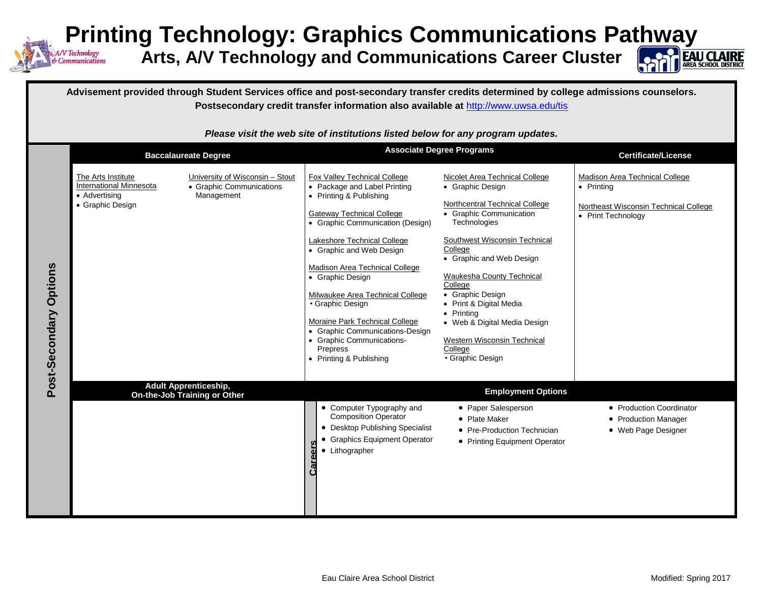# Printing Technology: Graphics Communications Pathway

## Arts, A/V Technology and Communications Career Cluster

**Advisement provided through Student Services office and post-secondary transfer credits determined by college admissions counselors.**
**Postsecondary credit transfer information also available at http://www.uwsa.edu/tis**

***Please visit the web site of institutions listed below for any program updates.***

## Post-Secondary Options

### Baccalaureate Degree

The Arts Institute International Minnesota
- Advertising
- Graphic Design

University of Wisconsin – Stout
- Graphic Communications Management

### Associate Degree Programs

Fox Valley Technical College
- Package and Label Printing
- Printing & Publishing

Gateway Technical College
- Graphic Communication (Design)

Lakeshore Technical College
- Graphic and Web Design

Madison Area Technical College
- Graphic Design

Milwaukee Area Technical College
- Graphic Design

Moraine Park Technical College
- Graphic Communications-Design
- Graphic Communications-Prepress
- Printing & Publishing

Nicolet Area Technical College
- Graphic Design

Northcentral Technical College
- Graphic Communication Technologies

Southwest Wisconsin Technical College
- Graphic and Web Design

Waukesha County Technical College
- Graphic Design
- Print & Digital Media
- Printing
- Web & Digital Media Design

Western Wisconsin Technical College
- Graphic Design

### Certificate/License

Madison Area Technical College
- Printing

Northeast Wisconsin Technical College
- Print Technology

### Adult Apprenticeship, On-the-Job Training or Other

### Employment Options

**Careers**

- Computer Typography and Composition Operator
- Desktop Publishing Specialist
- Graphics Equipment Operator
- Lithographer
- Paper Salesperson
- Plate Maker
- Pre-Production Technician
- Printing Equipment Operator
- Production Coordinator
- Production Manager
- Web Page Designer

Eau Claire Area School District

Modified: Spring 2017